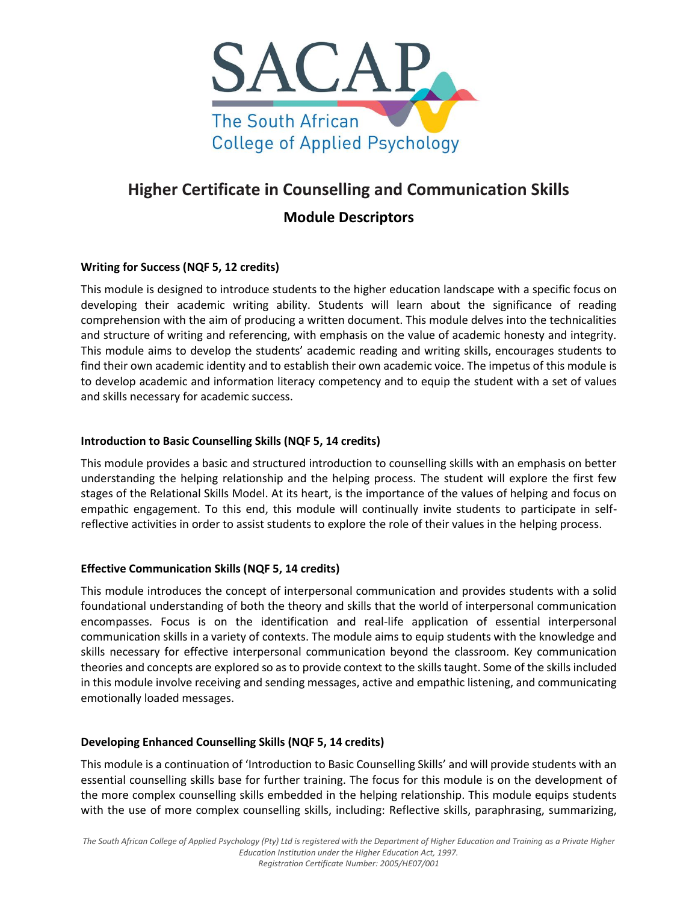# Higher Certificate in Counselling and Communication Skills

## Module Descriptors

**Writing for Success (NQF 5, 12 credits)**

This module is designed to introduce students to the higher education landscape with a specific focus on developing their academic writing ability. Students will learn about the significance of reading comprehension with the aim of producing a written document. This module delves into the technicalities and structure of writing and referencing, with emphasis on the value of academic honesty and integrity. This module aims to develop the students' academic reading and writing skills, encourages students to find their own academic identity and to establish their own academic voice. The impetus of this module is to develop academic and information literacy competency and to equip the student with a set of values and skills necessary for academic success.

**Introduction to Basic Counselling Skills (NQF 5, 14 credits)**

This module provides a basic and structured introduction to counselling skills with an emphasis on better understanding the helping relationship and the helping process. The student will explore the first few stages of the Relational Skills Model. At its heart, is the importance of the values of helping and focus on empathic engagement. To this end, this module will continually invite students to participate in self-reflective activities in order to assist students to explore the role of their values in the helping process.

**Effective Communication Skills (NQF 5, 14 credits)**

This module introduces the concept of interpersonal communication and provides students with a solid foundational understanding of both the theory and skills that the world of interpersonal communication encompasses. Focus is on the identification and real-life application of essential interpersonal communication skills in a variety of contexts. The module aims to equip students with the knowledge and skills necessary for effective interpersonal communication beyond the classroom. Key communication theories and concepts are explored so as to provide context to the skills taught. Some of the skills included in this module involve receiving and sending messages, active and empathic listening, and communicating emotionally loaded messages.

**Developing Enhanced Counselling Skills (NQF 5, 14 credits)**

This module is a continuation of 'Introduction to Basic Counselling Skills' and will provide students with an essential counselling skills base for further training. The focus for this module is on the development of the more complex counselling skills embedded in the helping relationship. This module equips students with the use of more complex counselling skills, including: Reflective skills, paraphrasing, summarizing,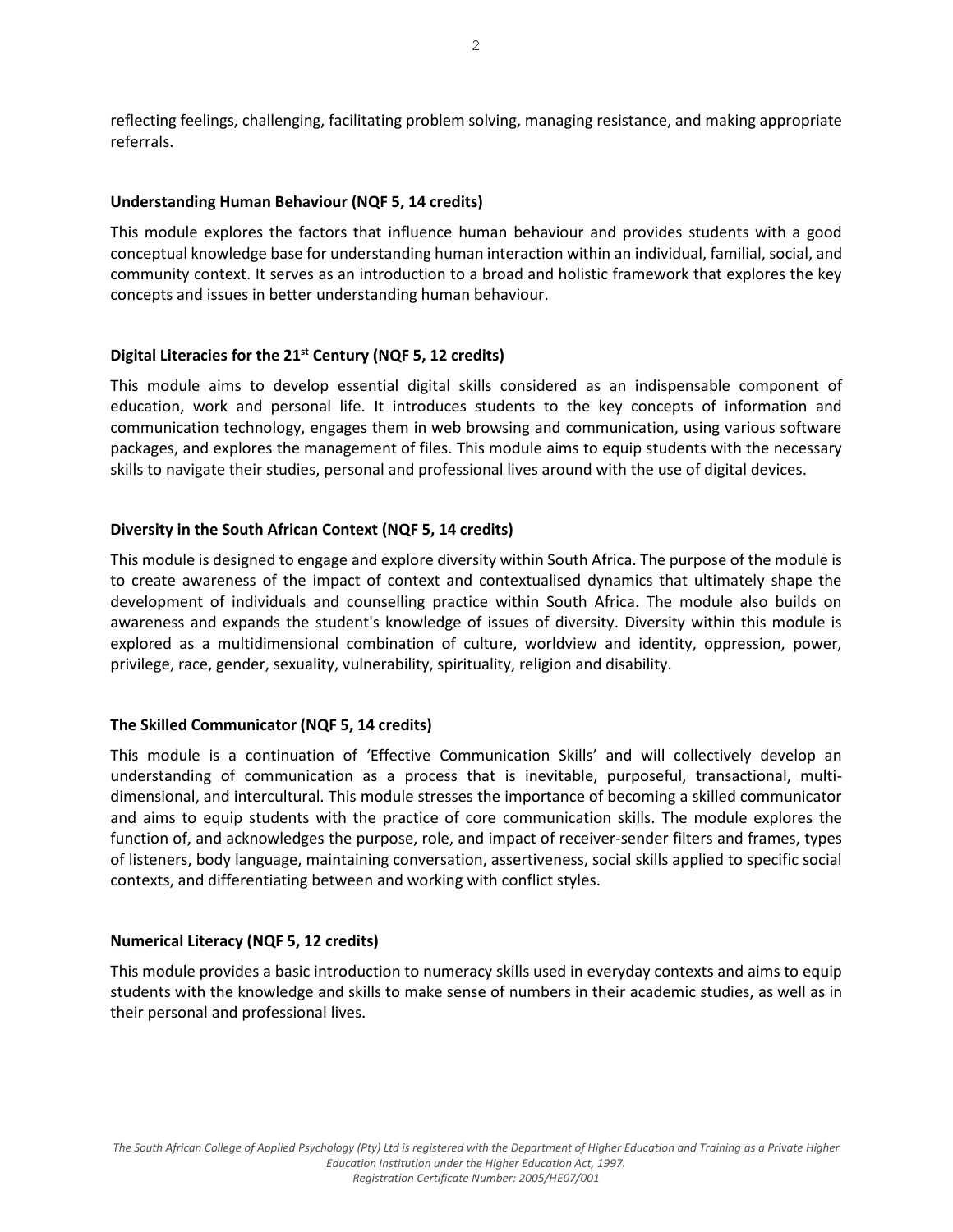reflecting feelings, challenging, facilitating problem solving, managing resistance, and making appropriate referrals.

**Understanding Human Behaviour (NQF 5, 14 credits)**

This module explores the factors that influence human behaviour and provides students with a good conceptual knowledge base for understanding human interaction within an individual, familial, social, and community context. It serves as an introduction to a broad and holistic framework that explores the key concepts and issues in better understanding human behaviour.

**Digital Literacies for the 21st Century (NQF 5, 12 credits)**

This module aims to develop essential digital skills considered as an indispensable component of education, work and personal life. It introduces students to the key concepts of information and communication technology, engages them in web browsing and communication, using various software packages, and explores the management of files. This module aims to equip students with the necessary skills to navigate their studies, personal and professional lives around with the use of digital devices.

**Diversity in the South African Context (NQF 5, 14 credits)**

This module is designed to engage and explore diversity within South Africa. The purpose of the module is to create awareness of the impact of context and contextualised dynamics that ultimately shape the development of individuals and counselling practice within South Africa. The module also builds on awareness and expands the student's knowledge of issues of diversity. Diversity within this module is explored as a multidimensional combination of culture, worldview and identity, oppression, power, privilege, race, gender, sexuality, vulnerability, spirituality, religion and disability.

**The Skilled Communicator (NQF 5, 14 credits)**

This module is a continuation of 'Effective Communication Skills' and will collectively develop an understanding of communication as a process that is inevitable, purposeful, transactional, multi-dimensional, and intercultural. This module stresses the importance of becoming a skilled communicator and aims to equip students with the practice of core communication skills. The module explores the function of, and acknowledges the purpose, role, and impact of receiver-sender filters and frames, types of listeners, body language, maintaining conversation, assertiveness, social skills applied to specific social contexts, and differentiating between and working with conflict styles.

**Numerical Literacy (NQF 5, 12 credits)**

This module provides a basic introduction to numeracy skills used in everyday contexts and aims to equip students with the knowledge and skills to make sense of numbers in their academic studies, as well as in their personal and professional lives.